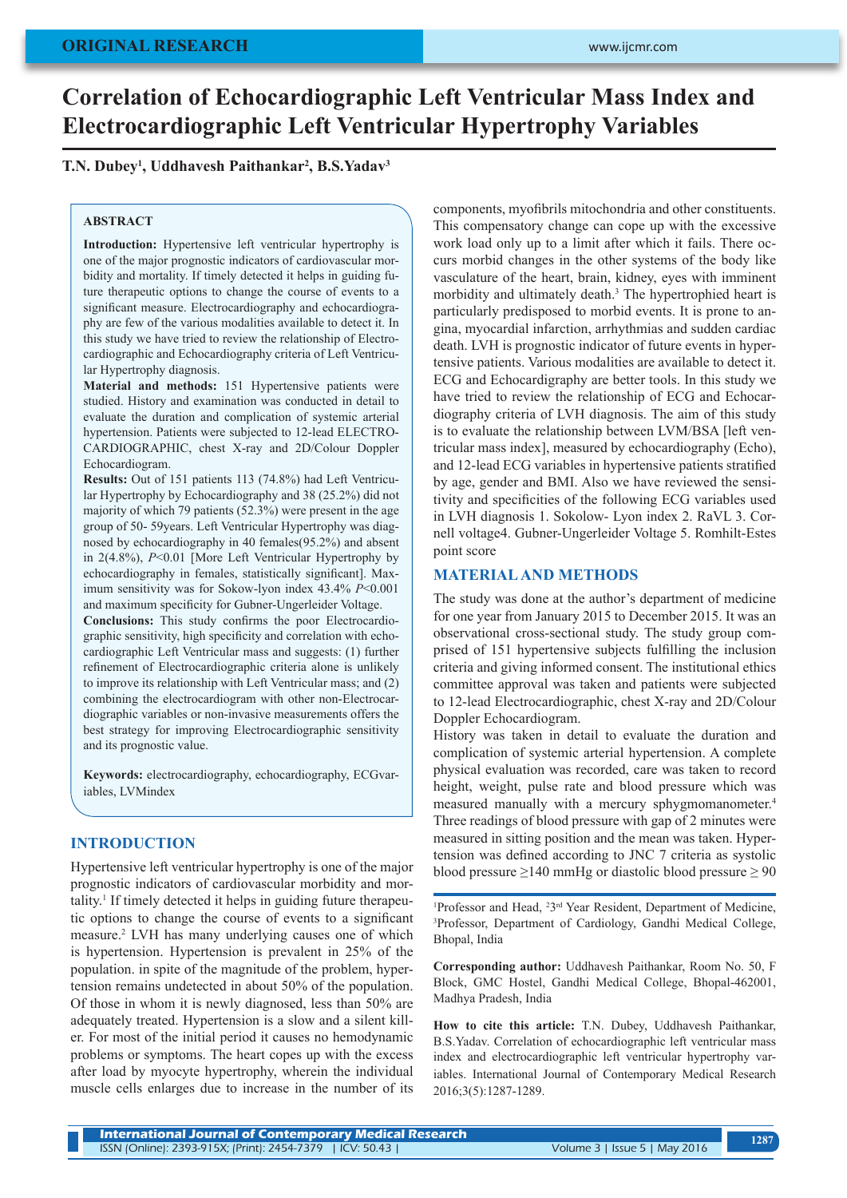ORIGINAL RESEARCH

# Correlation of Echocardiographic Left Ventricular Mass Index and Electrocardiographic Left Ventricular Hypertrophy Variables

**T.N. Dubey[1], Uddhavesh Paithankar[2], B.S.Yadav[3]**

## ABSTRACT

**Introduction:** Hypertensive left ventricular hypertrophy is one of the major prognostic indicators of cardiovascular morbidity and mortality. If timely detected it helps in guiding future therapeutic options to change the course of events to a significant measure. Electrocardiography and echocardiography are few of the various modalities available to detect it. In this study we have tried to review the relationship of Electrocardiographic and Echocardiographic criteria of Left Ventricular Hypertrophy diagnosis.

**Material and methods:** 151 Hypertensive patients were studied. History and examination was conducted in detail to evaluate the duration and complication of systemic arterial hypertension. Patients were subjected to 12-lead ELECTROCARDIOGRAPHIC, chest X-ray and 2D/Colour Doppler Echocardiogram.

**Results:** Out of 151 patients 113 (74.8%) had Left Ventricular Hypertrophy by Echocardiography and 38 (25.2%) did not majority of which 79 patients (52.3%) were present in the age group of 50- 59years. Left Ventricular Hypertrophy was diagnosed by echocardiography in 40 females(95.2%) and absent in 2(4.8%), *P*<0.01 [More Left Ventricular Hypertrophy by echocardiography in females, statistically significant]. Maximum sensitivity was for Sokow-lyon index 43.4% *P*<0.001 and maximum specificity for Gubner-Ungerleider Voltage.

**Conclusions:** This study confirms the poor Electrocardiographic sensitivity, high specificity and correlation with echocardiographic Left Ventricular mass and suggests: (1) further refinement of Electrocardiographic criteria alone is unlikely to improve its relationship with Left Ventricular mass; and (2) combining the electrocardiogram with other non-Electrocardiographic variables or non-invasive measurements offers the best strategy for improving Electrocardiographic sensitivity and its prognostic value.

**Keywords:** electrocardiography, echocardiography, ECGvariables, LVMindex

## INTRODUCTION

Hypertensive left ventricular hypertrophy is one of the major prognostic indicators of cardiovascular morbidity and mortality.[1] If timely detected it helps in guiding future therapeutic options to change the course of events to a significant measure.[2] LVH has many underlying causes one of which is hypertension. Hypertension is prevalent in 25% of the population. in spite of the magnitude of the problem, hypertension remains undetected in about 50% of the population. Of those in whom it is newly diagnosed, less than 50% are adequately treated. Hypertension is a slow and a silent killer. For most of the initial period it causes no hemodynamic problems or symptoms. The heart copes up with the excess after load by myocyte hypertrophy, wherein the individual muscle cells enlarges due to increase in the number of its components, myofibrils mitochondria and other constituents. This compensatory change can cope up with the excessive work load only up to a limit after which it fails. There occurs morbid changes in the other systems of the body like vasculature of the heart, brain, kidney, eyes with imminent morbidity and ultimately death.[3] The hypertrophied heart is particularly predisposed to morbid events. It is prone to angina, myocardial infarction, arrhythmias and sudden cardiac death. LVH is prognostic indicator of future events in hypertensive patients. Various modalities are available to detect it. ECG and Echocardgraphy are better tools. In this study we have tried to review the relationship of ECG and Echocardiography criteria of LVH diagnosis. The aim of this study is to evaluate the relationship between LVM/BSA [left ventricular mass index], measured by echocardiography (Echo), and 12-lead ECG variables in hypertensive patients stratified by age, gender and BMI. Also we have reviewed the sensitivity and specificities of the following ECG variables used in LVH diagnosis 1. Sokolow- Lyon index 2. RaVL 3. Cornell voltage4. Gubner-Ungerleider Voltage 5. Romhilt-Estes point score

## MATERIAL AND METHODS

The study was done at the author's department of medicine for one year from January 2015 to December 2015. It was an observational cross-sectional study. The study group comprised of 151 hypertensive subjects fulfilling the inclusion criteria and giving informed consent. The institutional ethics committee approval was taken and patients were subjected to 12-lead Electrocardiographic, chest X-ray and 2D/Colour Doppler Echocardiogram.

History was taken in detail to evaluate the duration and complication of systemic arterial hypertension. A complete physical evaluation was recorded, care was taken to record height, weight, pulse rate and blood pressure which was measured manually with a mercury sphygmomanometer.[4] Three readings of blood pressure with gap of 2 minutes were measured in sitting position and the mean was taken. Hypertension was defined according to JNC 7 criteria as systolic blood pressure ≥140 mmHg or diastolic blood pressure ≥ 90

[1]Professor and Head, [2]3rd Year Resident, Department of Medicine, [3]Professor, Department of Cardiology, Gandhi Medical College, Bhopal, India

**Corresponding author:** Uddhavesh Paithankar, Room No. 50, F Block, GMC Hostel, Gandhi Medical College, Bhopal-462001, Madhya Pradesh, India

**How to cite this article:** T.N. Dubey, Uddhavesh Paithankar, B.S.Yadav. Correlation of echocardiographic left ventricular mass index and electrocardiographic left ventricular hypertrophy variables. International Journal of Contemporary Medical Research 2016;3(5):1287-1289.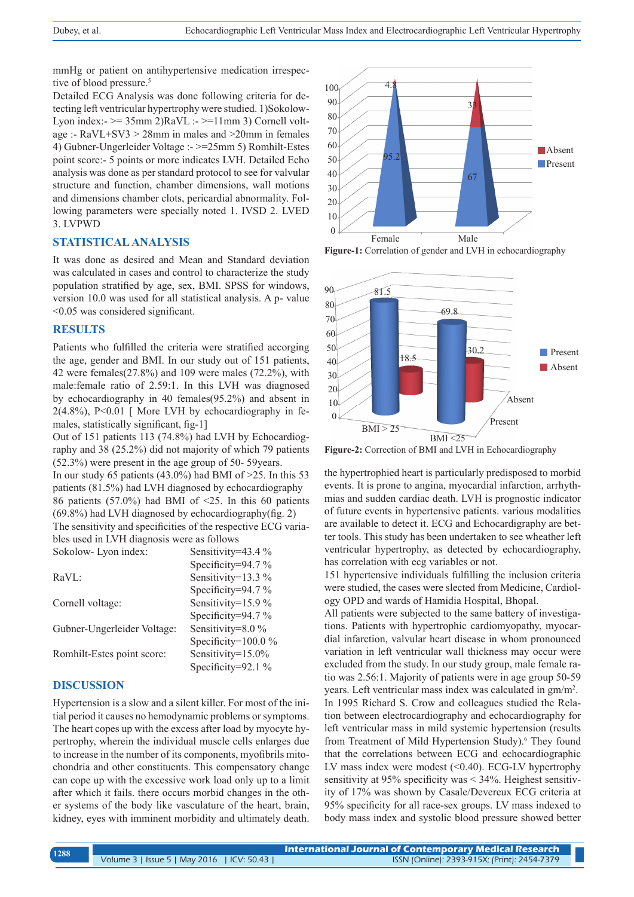mmHg or patient on antihypertensive medication irrespective of blood pressure.[5]

Detailed ECG Analysis was done following criteria for detecting left ventricular hypertrophy were studied. 1)Sokolow-Lyon index:- >= 35mm 2)RaVL :- >=11mm 3) Cornell voltage :- RaVL+SV3 > 28mm in males and >20mm in females 4) Gubner-Ungerleider Voltage :- >=25mm 5) Romhilt-Estes point score:- 5 points or more indicates LVH. Detailed Echo analysis was done as per standard protocol to see for valvular structure and function, chamber dimensions, wall motions and dimensions chamber clots, pericardial abnormality. Following parameters were specially noted 1. IVSD 2. LVED 3. LVPWD

## STATISTICAL ANALYSIS

It was done as desired and Mean and Standard deviation was calculated in cases and control to characterize the study population stratified by age, sex, BMI. SPSS for windows, version 10.0 was used for all statistical analysis. A p- value <0.05 was considered significant.

## RESULTS

Patients who fulfilled the criteria were stratified accorging the age, gender and BMI. In our study out of 151 patients, 42 were females(27.8%) and 109 were males (72.2%), with male:female ratio of 2.59:1. In this LVH was diagnosed by echocardiography in 40 females(95.2%) and absent in 2(4.8%), P<0.01 [ More LVH by echocardiography in females, statistically significant, fig-1]

Out of 151 patients 113 (74.8%) had LVH by Echocardiography and 38 (25.2%) did not majority of which 79 patients (52.3%) were present in the age group of 50- 59years.

In our study 65 patients (43.0%) had BMI of >25. In this 53 patients (81.5%) had LVH diagnosed by echocardiography 86 patients (57.0%) had BMI of <25. In this 60 patients (69.8%) had LVH diagnosed by echocardiography(fig. 2)

The sensitivity and specificities of the respective ECG variables used in LVH diagnosis were as follows

| | |
|---|---|
| Sokolow- Lyon index: | Sensitivity=43.4 % |
| | Specificity=94.7 % |
| RaVL: | Sensitivity=13.3 % |
| | Specificity=94.7 % |
| Cornell voltage: | Sensitivity=15.9 % |
| | Specificity=94.7 % |
| Gubner-Ungerleider Voltage: | Sensitivity=8.0 % |
| | Specificity=100.0 % |
| Romhilt-Estes point score: | Sensitivity=15.0% |
| | Specificity=92.1 % |

**Figure-1:** Correlation of gender and LVH in echocardiography

**Figure-2:** Correction of BMI and LVH in Echocardiography

## DISCUSSION

Hypertension is a slow and a silent killer. For most of the initial period it causes no hemodynamic problems or symptoms. The heart copes up with the excess after load by myocyte hypertrophy, wherein the individual muscle cells enlarges due to increase in the number of its components, myofibrils mitochondria and other constituents. This compensatory change can cope up with the excessive work load only up to a limit after which it fails. there occurs morbid changes in the other systems of the body like vasculature of the heart, brain, kidney, eyes with imminent morbidity and ultimately death. the hypertrophied heart is particularly predisposed to morbid events. It is prone to angina, myocardial infarction, arrhythmias and sudden cardiac death. LVH is prognostic indicator of future events in hypertensive patients. various modalities are available to detect it. ECG and Echocardigraphy are better tools. This study has been undertaken to see wheather left ventricular hypertrophy, as detected by echocardiography, has correlation with ecg variables or not.

151 hypertensive individuals fulfilling the inclusion criteria were studied, the cases were slected from Medicine, Cardiology OPD and wards of Hamidia Hospital, Bhopal.

All patients were subjected to the same battery of investigations. Patients with hypertrophic cardiomyopathy, myocardial infarction, valvular heart disease in whom pronounced variation in left ventricular wall thickness may occur were excluded from the study. In our study group, male female ratio was 2.56:1. Majority of patients were in age group 50-59 years. Left ventricular mass index was calculated in gm/m$^2$.

In 1995 Richard S. Crow and colleagues studied the Relation between electrocardiography and echocardiography for left ventricular mass in mild systemic hypertension (results from Treatment of Mild Hypertension Study).[6] They found that the correlations between ECG and echocardiographic LV mass index were modest (<0.40). ECG-LV hypertrophy sensitivity at 95% specificity was < 34%. Heighest sensitivity of 17% was shown by Casale/Devereux ECG criteria at 95% specificity for all race-sex groups. LV mass indexed to body mass index and systolic blood pressure showed better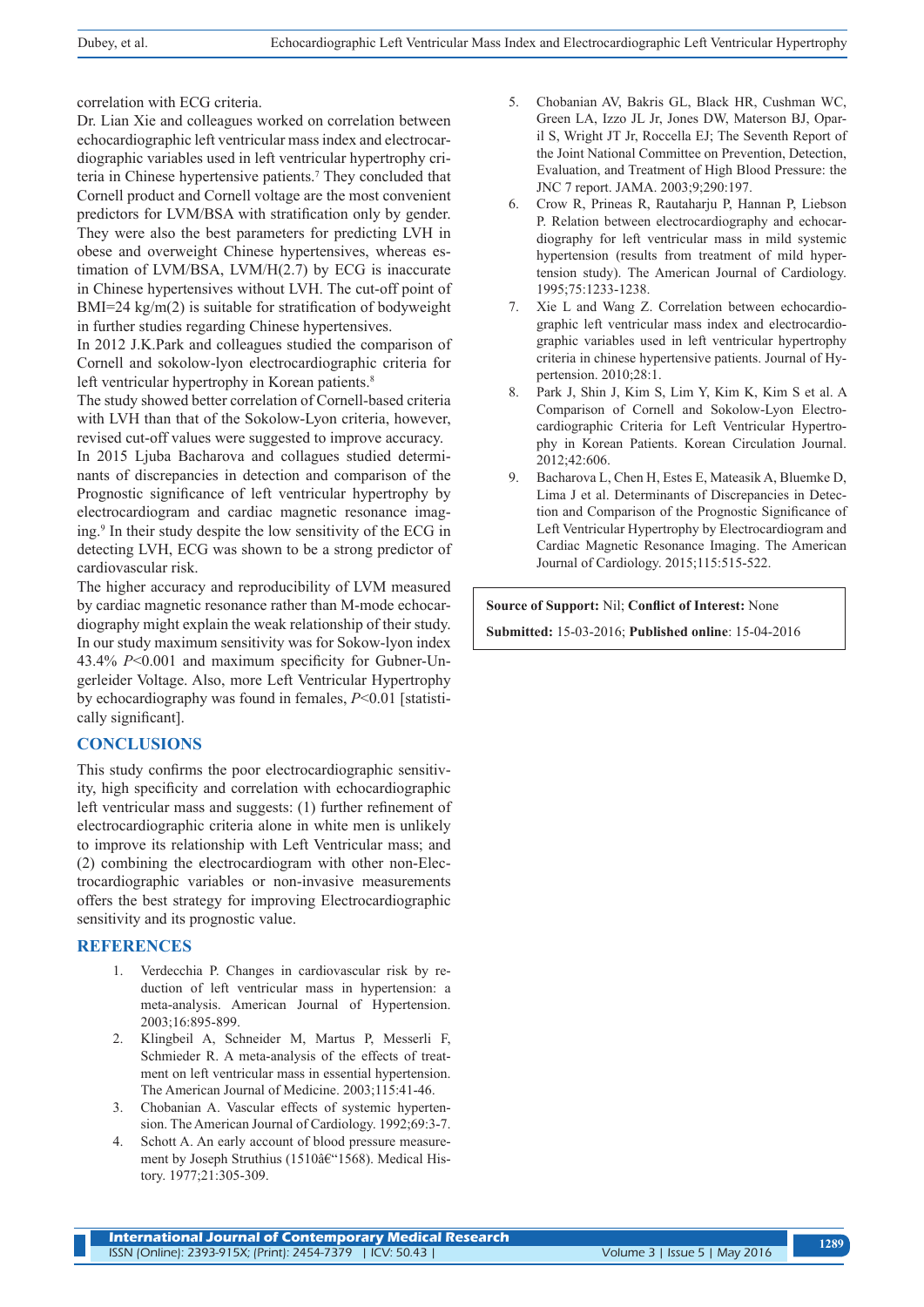correlation with ECG criteria.

Dr. Lian Xie and colleagues worked on correlation between echocardiographic left ventricular mass index and electrocardiographic variables used in left ventricular hypertrophy criteria in Chinese hypertensive patients.[7] They concluded that Cornell product and Cornell voltage are the most convenient predictors for LVM/BSA with stratification only by gender. They were also the best parameters for predicting LVH in obese and overweight Chinese hypertensives, whereas estimation of LVM/BSA, LVM/H(2.7) by ECG is inaccurate in Chinese hypertensives without LVH. The cut-off point of BMI=24 kg/m(2) is suitable for stratification of bodyweight in further studies regarding Chinese hypertensives.

In 2012 J.K.Park and colleagues studied the comparison of Cornell and sokolow-lyon electrocardiographic criteria for left ventricular hypertrophy in Korean patients.[8]

The study showed better correlation of Cornell-based criteria with LVH than that of the Sokolow-Lyon criteria, however, revised cut-off values were suggested to improve accuracy.

In 2015 Ljuba Bacharova and collagues studied determinants of discrepancies in detection and comparison of the Prognostic significance of left ventricular hypertrophy by electrocardiogram and cardiac magnetic resonance imaging.[9] In their study despite the low sensitivity of the ECG in detecting LVH, ECG was shown to be a strong predictor of cardiovascular risk.

The higher accuracy and reproducibility of LVM measured by cardiac magnetic resonance rather than M-mode echocardiography might explain the weak relationship of their study. In our study maximum sensitivity was for Sokow-lyon index 43.4% $P<0.001$ and maximum specificity for Gubner-Ungerleider Voltage. Also, more Left Ventricular Hypertrophy by echocardiography was found in females, $P<0.01$ [statistically significant].

## CONCLUSIONS

This study confirms the poor electrocardiographic sensitivity, high specificity and correlation with echocardiographic left ventricular mass and suggests: (1) further refinement of electrocardiographic criteria alone in white men is unlikely to improve its relationship with Left Ventricular mass; and (2) combining the electrocardiogram with other non-Electrocardiographic variables or non-invasive measurements offers the best strategy for improving Electrocardiographic sensitivity and its prognostic value.

## REFERENCES

1. Verdecchia P. Changes in cardiovascular risk by reduction of left ventricular mass in hypertension: a meta-analysis. American Journal of Hypertension. 2003;16:895-899.
2. Klingbeil A, Schneider M, Martus P, Messerli F, Schmieder R. A meta-analysis of the effects of treatment on left ventricular mass in essential hypertension. The American Journal of Medicine. 2003;115:41-46.
3. Chobanian A. Vascular effects of systemic hypertension. The American Journal of Cardiology. 1992;69:3-7.
4. Schott A. An early account of blood pressure measurement by Joseph Struthius (1510â€"1568). Medical History. 1977;21:305-309.
5. Chobanian AV, Bakris GL, Black HR, Cushman WC, Green LA, Izzo JL Jr, Jones DW, Materson BJ, Oparil S, Wright JT Jr, Roccella EJ; The Seventh Report of the Joint National Committee on Prevention, Detection, Evaluation, and Treatment of High Blood Pressure: the JNC 7 report. JAMA. 2003;9;290:197.
6. Crow R, Prineas R, Rautaharju P, Hannan P, Liebson P. Relation between electrocardiography and echocardiography for left ventricular mass in mild systemic hypertension (results from treatment of mild hypertension study). The American Journal of Cardiology. 1995;75:1233-1238.
7. Xie L and Wang Z. Correlation between echocardiographic left ventricular mass index and electrocardiographic variables used in left ventricular hypertrophy criteria in chinese hypertensive patients. Journal of Hypertension. 2010;28:1.
8. Park J, Shin J, Kim S, Lim Y, Kim K, Kim S et al. A Comparison of Cornell and Sokolow-Lyon Electrocardiographic Criteria for Left Ventricular Hypertrophy in Korean Patients. Korean Circulation Journal. 2012;42:606.
9. Bacharova L, Chen H, Estes E, Mateasik A, Bluemke D, Lima J et al. Determinants of Discrepancies in Detection and Comparison of the Prognostic Significance of Left Ventricular Hypertrophy by Electrocardiogram and Cardiac Magnetic Resonance Imaging. The American Journal of Cardiology. 2015;115:515-522.

**Source of Support:** Nil; **Conflict of Interest:** None

**Submitted:** 15-03-2016; **Published online**: 15-04-2016